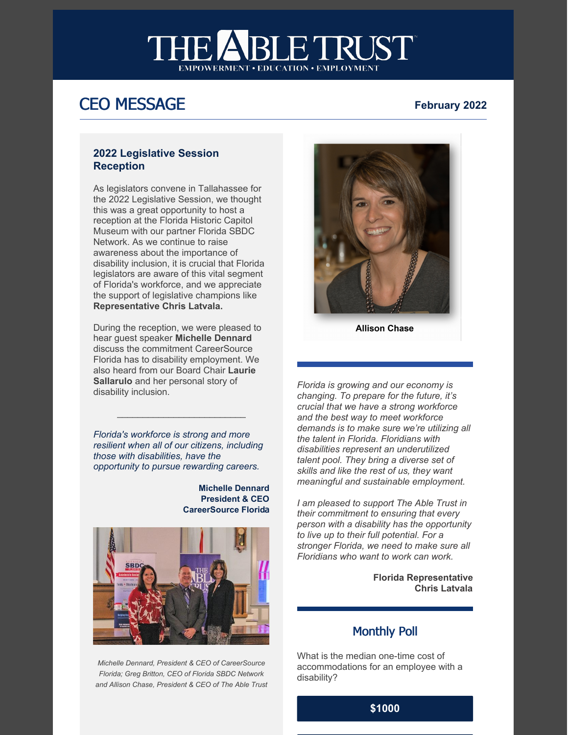# THE ABLE TRUST

EMPOWERMENT • EDUCATION • EMPLOYMENT

## CEO MESSAGE

**February 2022**

### 2022 Legislative Session Reception

As legislators convene in Tallahassee for the 2022 Legislative Session, we thought this was a great opportunity to host a reception at the Florida Historic Capitol Museum with our partner Florida SBDC Network. As we continue to raise awareness about the importance of disability inclusion, it is crucial that Florida legislators are aware of this vital segment of Florida's workforce, and we appreciate the support of legislative champions like **Representative Chris Latvala.**

During the reception, we were pleased to hear guest speaker **Michelle Dennard** discuss the commitment CareerSource Florida has to disability employment. We also heard from our Board Chair **Laurie Sallarulo** and her personal story of disability inclusion.

---

*Florida's workforce is strong and more resilient when all of our citizens, including those with disabilities, have the opportunity to pursue rewarding careers.*

**Michelle Dennard**
**President & CEO**
**CareerSource Florida**

*Michelle Dennard, President & CEO of CareerSource Florida; Greg Britton, CEO of Florida SBDC Network and Allison Chase, President & CEO of The Able Trust*

**Allison Chase**

*Florida is growing and our economy is changing. To prepare for the future, it's crucial that we have a strong workforce and the best way to meet workforce demands is to make sure we're utilizing all the talent in Florida. Floridians with disabilities represent an underutilized talent pool. They bring a diverse set of skills and like the rest of us, they want meaningful and sustainable employment.*

*I am pleased to support The Able Trust in their commitment to ensuring that every person with a disability has the opportunity to live up to their full potential. For a stronger Florida, we need to make sure all Floridians who want to work can work.*

**Florida Representative**
**Chris Latvala**

### Monthly Poll

What is the median one-time cost of accommodations for an employee with a disability?

**$1000**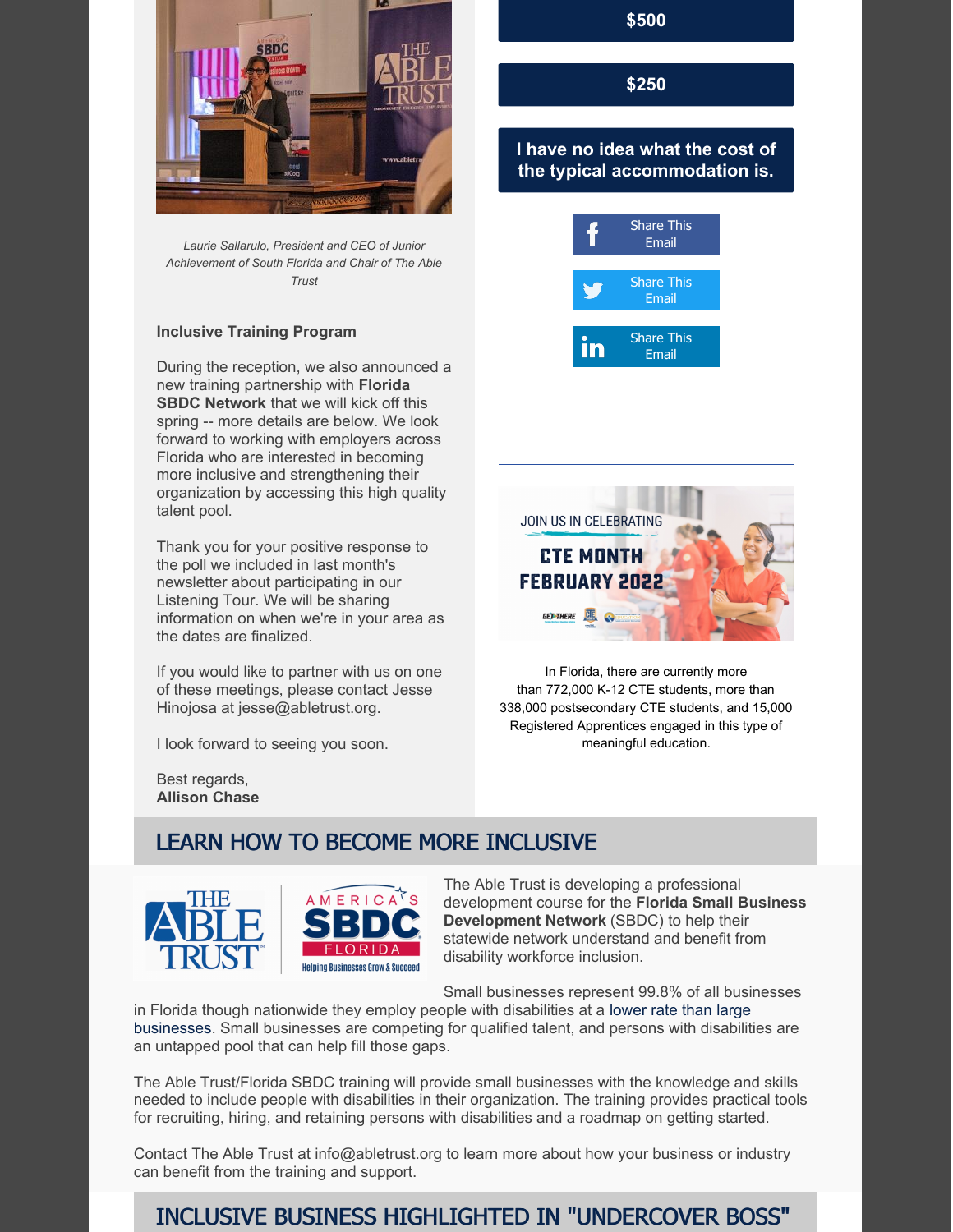*Laurie Sallarulo, President and CEO of Junior Achievement of South Florida and Chair of The Able Trust*

**Inclusive Training Program**

During the reception, we also announced a new training partnership with **Florida SBDC Network** that we will kick off this spring -- more details are below. We look forward to working with employers across Florida who are interested in becoming more inclusive and strengthening their organization by accessing this high quality talent pool.

Thank you for your positive response to the poll we included in last month's newsletter about participating in our Listening Tour. We will be sharing information on when we're in your area as the dates are finalized.

If you would like to partner with us on one of these meetings, please contact Jesse Hinojosa at jesse@abletrust.org.

I look forward to seeing you soon.

Best regards,
**Allison Chase**

**$500**

**$250**

**I have no idea what the cost of the typical accommodation is.**

Share This Email

Share This Email

Share This Email

---

In Florida, there are currently more than 772,000 K-12 CTE students, more than 338,000 postsecondary CTE students, and 15,000 Registered Apprentices engaged in this type of meaningful education.

## LEARN HOW TO BECOME MORE INCLUSIVE

The Able Trust is developing a professional development course for the **Florida Small Business Development Network** (SBDC) to help their statewide network understand and benefit from disability workforce inclusion.

Small businesses represent 99.8% of all businesses in Florida though nationwide they employ people with disabilities at a lower rate than large businesses. Small businesses are competing for qualified talent, and persons with disabilities are an untapped pool that can help fill those gaps.

The Able Trust/Florida SBDC training will provide small businesses with the knowledge and skills needed to include people with disabilities in their organization. The training provides practical tools for recruiting, hiring, and retaining persons with disabilities and a roadmap on getting started.

Contact The Able Trust at info@abletrust.org to learn more about how your business or industry can benefit from the training and support.

## INCLUSIVE BUSINESS HIGHLIGHTED IN "UNDERCOVER BOSS"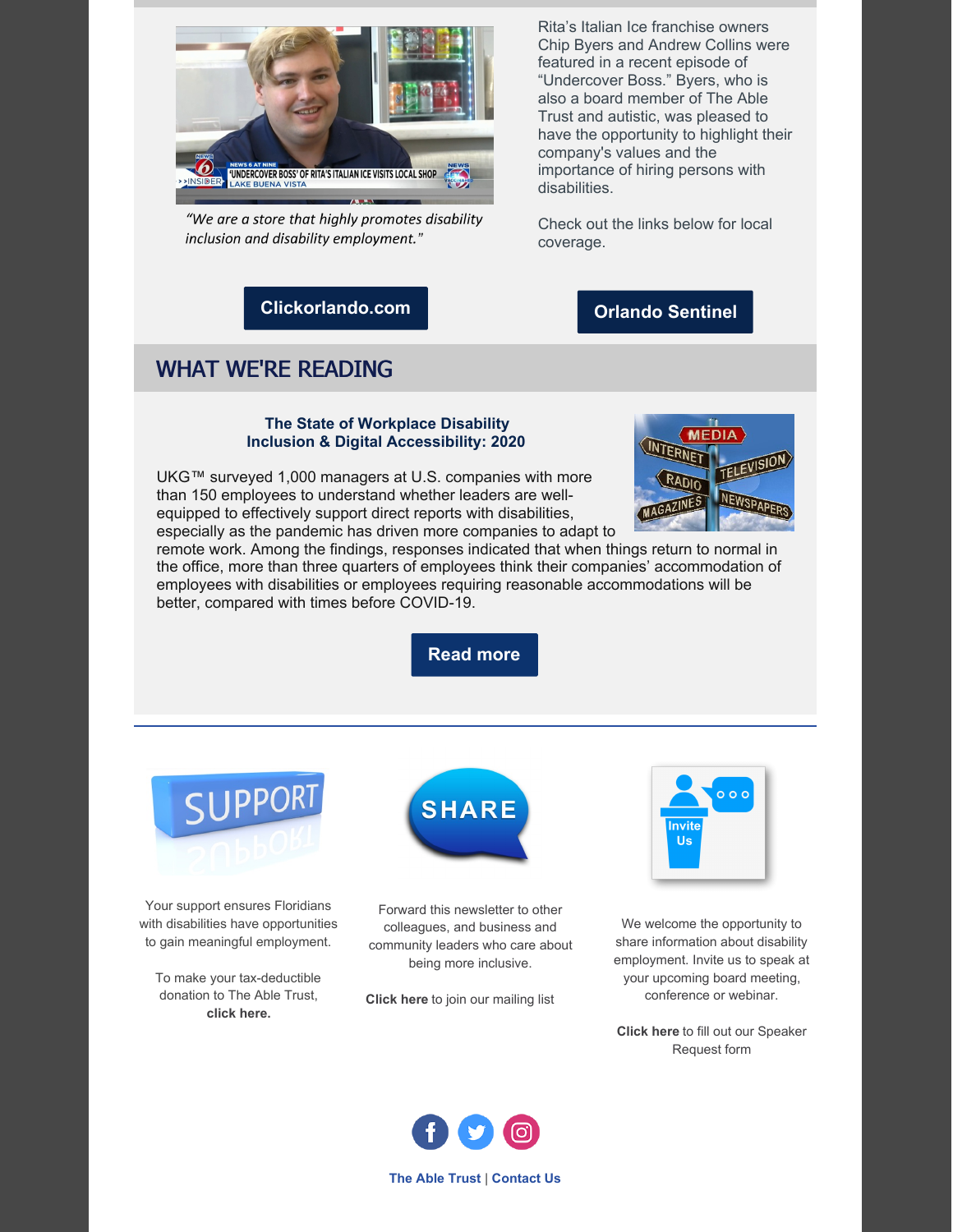*"We are a store that highly promotes disability inclusion and disability employment."*

Rita's Italian Ice franchise owners Chip Byers and Andrew Collins were featured in a recent episode of "Undercover Boss." Byers, who is also a board member of The Able Trust and autistic, was pleased to have the opportunity to highlight their company's values and the importance of hiring persons with disabilities.

Check out the links below for local coverage.

**Clickorlando.com**

**Orlando Sentinel**

## WHAT WE'RE READING

### The State of Workplace Disability Inclusion & Digital Accessibility: 2020

UKG™ surveyed 1,000 managers at U.S. companies with more than 150 employees to understand whether leaders are well-equipped to effectively support direct reports with disabilities, especially as the pandemic has driven more companies to adapt to remote work. Among the findings, responses indicated that when things return to normal in the office, more than three quarters of employees think their companies' accommodation of employees with disabilities or employees requiring reasonable accommodations will be better, compared with times before COVID-19.

**Read more**

---

Your support ensures Floridians with disabilities have opportunities to gain meaningful employment.

To make your tax-deductible donation to The Able Trust, **click here.**

Forward this newsletter to other colleagues, and business and community leaders who care about being more inclusive.

**Click here** to join our mailing list

We welcome the opportunity to share information about disability employment. Invite us to speak at your upcoming board meeting, conference or webinar.

**Click here** to fill out our Speaker Request form

**The Able Trust** | **Contact Us**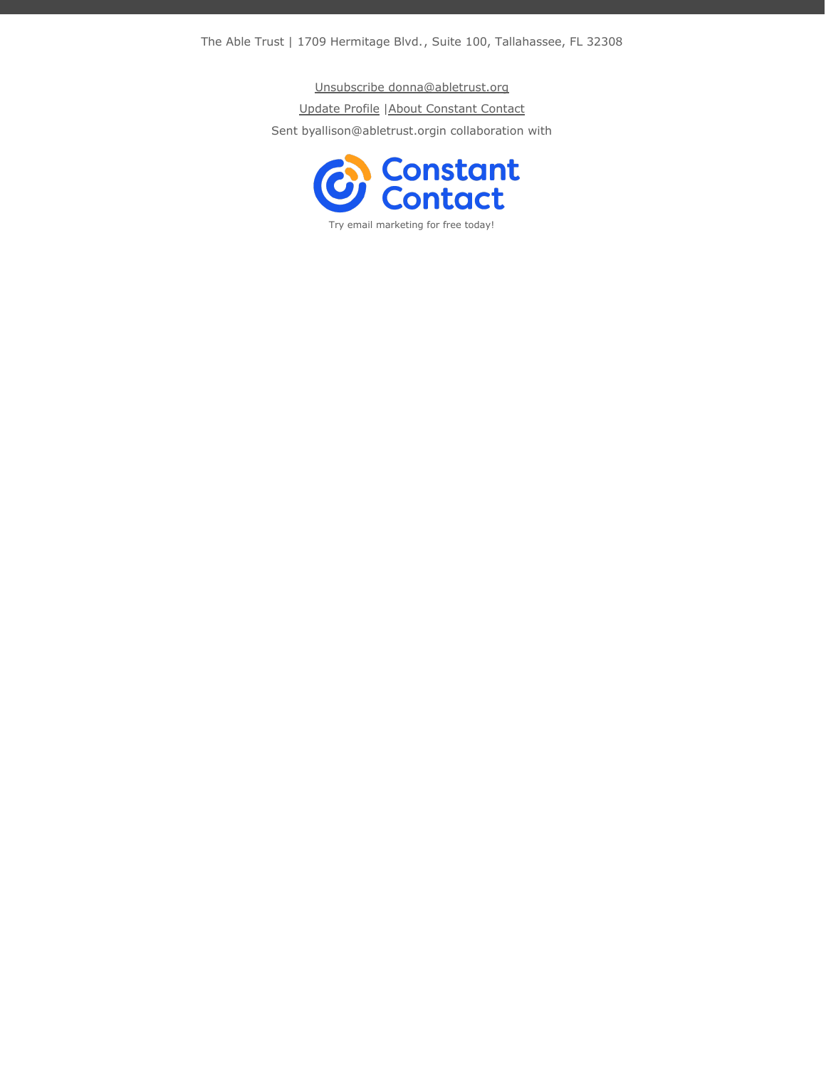The Able Trust | 1709 Hermitage Blvd., Suite 100, Tallahassee, FL 32308

Unsubscribe donna@abletrust.org

Update Profile |About Constant Contact

Sent byallison@abletrust.orgin collaboration with

Constant Contact

Try email marketing for free today!